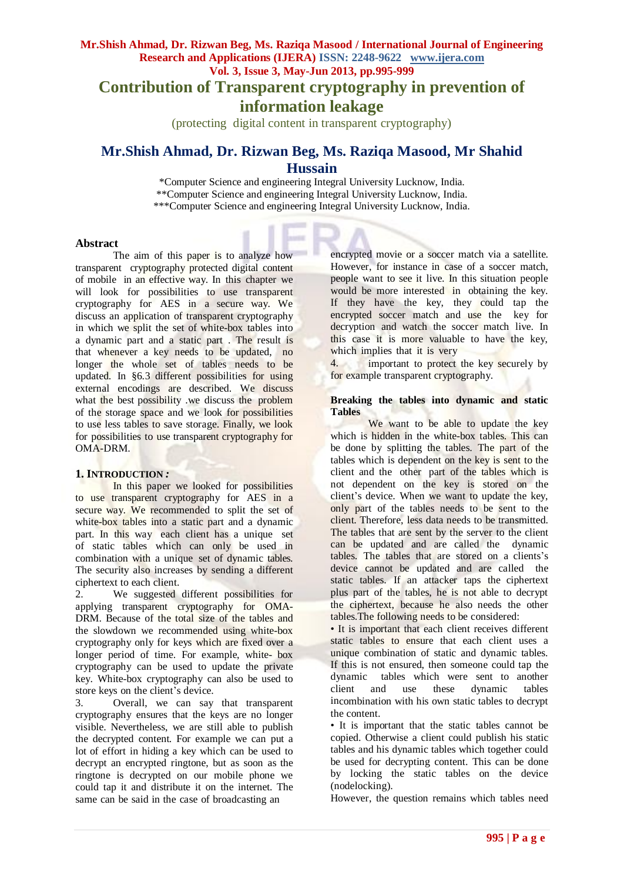# Contribution of Transparent cryptography in prevention of information leakage

(protecting digital content in transparent cryptography)

## Mr.Shish Ahmad, Dr. Rizwan Beg, Ms. Raziqa Masood, Mr Shahid Hussain

*Computer Science and engineering Integral University Lucknow, India.
**Computer Science and engineering Integral University Lucknow, India.
***Computer Science and engineering Integral University Lucknow, India.

### Abstract

The aim of this paper is to analyze how transparent cryptography protected digital content of mobile in an effective way. In this chapter we will look for possibilities to use transparent cryptography for AES in a secure way. We discuss an application of transparent cryptography in which we split the set of white-box tables into a dynamic part and a static part . The result is that whenever a key needs to be updated, no longer the whole set of tables needs to be updated. In §6.3 different possibilities for using external encodings are described. We discuss what the best possibility .we discuss the problem of the storage space and we look for possibilities to use less tables to save storage. Finally, we look for possibilities to use transparent cryptography for OMA-DRM.

### 1. INTRODUCTION:

In this paper we looked for possibilities to use transparent cryptography for AES in a secure way. We recommended to split the set of white-box tables into a static part and a dynamic part. In this way each client has a unique set of static tables which can only be used in combination with a unique set of dynamic tables. The security also increases by sending a different ciphertext to each client.

2. We suggested different possibilities for applying transparent cryptography for OMA-DRM. Because of the total size of the tables and the slowdown we recommended using white-box cryptography only for keys which are fixed over a longer period of time. For example, white- box cryptography can be used to update the private key. White-box cryptography can also be used to store keys on the client's device.

3. Overall, we can say that transparent cryptography ensures that the keys are no longer visible. Nevertheless, we are still able to publish the decrypted content. For example we can put a lot of effort in hiding a key which can be used to decrypt an encrypted ringtone, but as soon as the ringtone is decrypted on our mobile phone we could tap it and distribute it on the internet. The same can be said in the case of broadcasting an encrypted movie or a soccer match via a satellite. However, for instance in case of a soccer match, people want to see it live. In this situation people would be more interested in obtaining the key. If they have the key, they could tap the encrypted soccer match and use the key for decryption and watch the soccer match live. In this case it is more valuable to have the key, which implies that it is very

4. important to protect the key securely by for example transparent cryptography.

### Breaking the tables into dynamic and static Tables

We want to be able to update the key which is hidden in the white-box tables. This can be done by splitting the tables. The part of the tables which is dependent on the key is sent to the client and the other part of the tables which is not dependent on the key is stored on the client's device. When we want to update the key, only part of the tables needs to be sent to the client. Therefore, less data needs to be transmitted. The tables that are sent by the server to the client can be updated and are called the dynamic tables. The tables that are stored on a clients's device cannot be updated and are called the static tables. If an attacker taps the ciphertext plus part of the tables, he is not able to decrypt the ciphertext, because he also needs the other tables.The following needs to be considered:

- It is important that each client receives different static tables to ensure that each client uses a unique combination of static and dynamic tables. If this is not ensured, then someone could tap the dynamic tables which were sent to another client and use these dynamic tables incombination with his own static tables to decrypt the content.
- It is important that the static tables cannot be copied. Otherwise a client could publish his static tables and his dynamic tables which together could be used for decrypting content. This can be done by locking the static tables on the device (nodelocking).

However, the question remains which tables need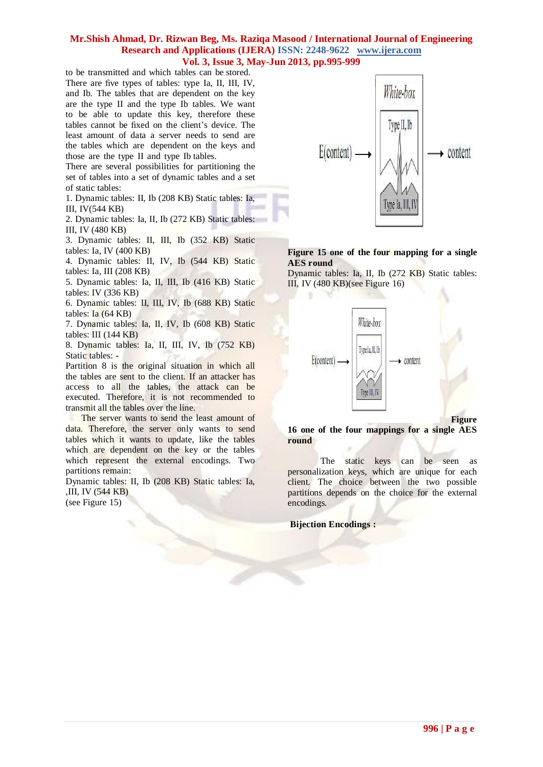to be transmitted and which tables can be stored. There are five types of tables: type Ia, II, III, IV, and Ib. The tables that are dependent on the key are the type II and the type Ib tables. We want to be able to update this key, therefore these tables cannot be fixed on the client's device. The least amount of data a server needs to send are the tables which are dependent on the keys and those are the type II and type Ib tables.

There are several possibilities for partitioning the set of tables into a set of dynamic tables and a set of static tables:

1. Dynamic tables: II, Ib (208 KB) Static tables: Ia, III, IV(544 KB)
2. Dynamic tables: Ia, II, Ib (272 KB) Static tables: III, IV (480 KB)
3. Dynamic tables: II, III, Ib (352 KB) Static tables: Ia, IV (400 KB)
4. Dynamic tables: II, IV, Ib (544 KB) Static tables: Ia, III (208 KB)
5. Dynamic tables: Ia, II, III, Ib (416 KB) Static tables: IV (336 KB)
6. Dynamic tables: II, III, IV, Ib (688 KB) Static tables: Ia (64 KB)
7. Dynamic tables: Ia, II, IV, Ib (608 KB) Static tables: III (144 KB)
8. Dynamic tables: Ia, II, III, IV, Ib (752 KB) Static tables: -

Partition 8 is the original situation in which all the tables are sent to the client. If an attacker has access to all the tables, the attack can be executed. Therefore, it is not recommended to transmit all the tables over the line.

The server wants to send the least amount of data. Therefore, the server only wants to send tables which it wants to update, like the tables which are dependent on the key or the tables which represent the external encodings. Two partitions remain:

Dynamic tables: II, Ib (208 KB) Static tables: Ia, ,III, IV (544 KB)
(see Figure 15)

**Figure 15 one of the four mapping for a single AES round**

Dynamic tables: Ia, II, Ib (272 KB) Static tables: III, IV (480 KB)(see Figure 16)

**Figure 16 one of the four mappings for a single AES round**

The static keys can be seen as personalization keys, which are unique for each client. The choice between the two possible partitions depends on the choice for the external encodings.

**Bijection Encodings :**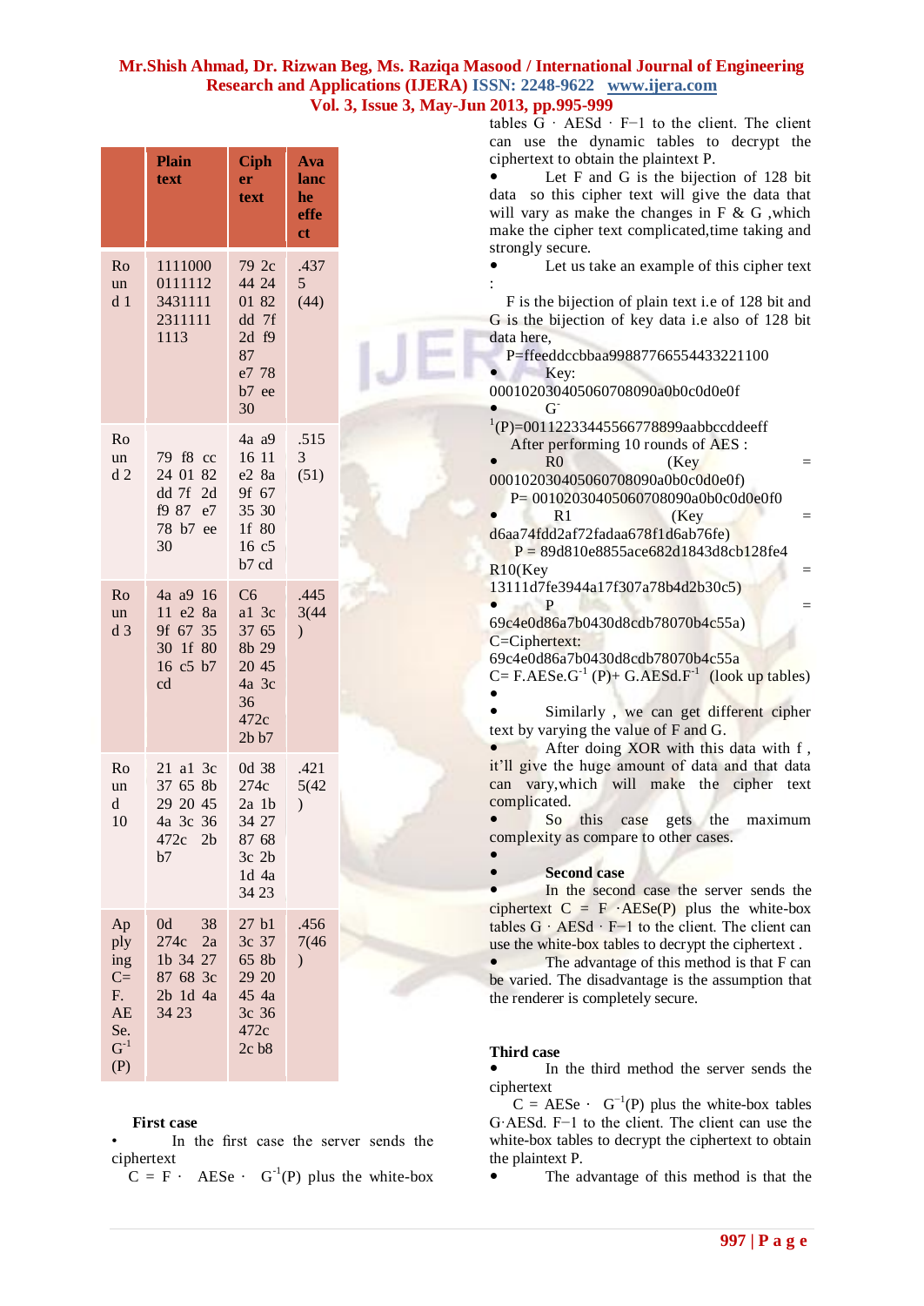| | Plain text | Cipher text | Avalanche effect |
|---|---|---|---|
| Round 1 | 1111000 0111112 3431111 2311111 1113 | 79 2c 44 24 01 82 dd 7f 2d f9 87 e7 78 b7 ee 30 | .4375 (44) |
| Round 2 | 79 f8 cc 24 01 82 dd 7f 2d f9 87 e7 78 b7 ee 30 | 4a a9 16 11 e2 8a 9f 67 35 30 1f 80 16 c5 b7 cd | .5153 (51) |
| Round 3 | 4a a9 16 11 e2 8a 9f 67 35 30 1f 80 16 c5 b7 cd | C6 a1 3c 37 65 8b 29 20 45 4a 3c 36 472c 2b b7 | .4453(44) |
| Round 10 | 21 a1 3c 37 65 8b 29 20 45 4a 3c 36 472c 2b b7 | 0d 38 274c 2a 1b 34 27 87 68 3c 2b 1d 4a 34 23 | .4215(42) |
| Applying C= F. AESe. $G^{-1}$ (P) | 0d 38 274c 2a 1b 34 27 87 68 3c 2b 1d 4a 34 23 | 27 b1 3c 37 65 8b 29 20 45 4a 3c 36 472c 2c b8 | .4567(46) |

**First case**

- In the first case the server sends the ciphertext

$C = F \cdot AESe \cdot G^{-1}(P)$ plus the white-box tables $G \cdot AESd \cdot F^{-1}$ to the client. The client can use the dynamic tables to decrypt the ciphertext to obtain the plaintext P.

- Let F and G is the bijection of 128 bit data so this cipher text will give the data that will vary as make the changes in F & G ,which make the cipher text complicated,time taking and strongly secure.
- Let us take an example of this cipher text :

F is the bijection of plain text i.e of 128 bit and G is the bijection of key data i.e also of 128 bit data here,

P=ffeeddccbbaa99887766554433221100

- Key: 000102030405060708090a0b0c0d0e0f
- $G^{-1}$(P)=00112233445566778899aabbccddeeff

After performing 10 rounds of AES :

- R0 (Key = 000102030405060708090a0b0c0d0e0f)

P= 00102030405060708090a0b0c0d0e0f0

- R1 (Key = d6aa74fdd2af72fadaa678f1d6ab76fe)

P = 89d810e8855ace682d1843d8cb128fe4

R10(Key = 13111d7fe3944a17f307a78b4d2b30c5)

- P = 69c4e0d86a7b0430d8cdb78070b4c55a)

C=Ciphertext: 69c4e0d86a7b0430d8cdb78070b4c55a

$C= F.AESe.G^{-1} (P)+ G.AESd.F^{-1}$ (look up tables)

- Similarly , we can get different cipher text by varying the value of F and G.
- After doing XOR with this data with f , it'll give the huge amount of data and that data can vary,which will make the cipher text complicated.
- So this case gets the maximum complexity as compare to other cases.

**Second case**

- In the second case the server sends the ciphertext $C = F \cdot AESe(P)$ plus the white-box tables $G \cdot AESd \cdot F^{-1}$ to the client. The client can use the white-box tables to decrypt the ciphertext .
- The advantage of this method is that F can be varied. The disadvantage is the assumption that the renderer is completely secure.

**Third case**

- In the third method the server sends the ciphertext

$C = AESe \cdot G^{-1}(P)$ plus the white-box tables $G \cdot AESd.\ F^{-1}$ to the client. The client can use the white-box tables to decrypt the ciphertext to obtain the plaintext P.

- The advantage of this method is that the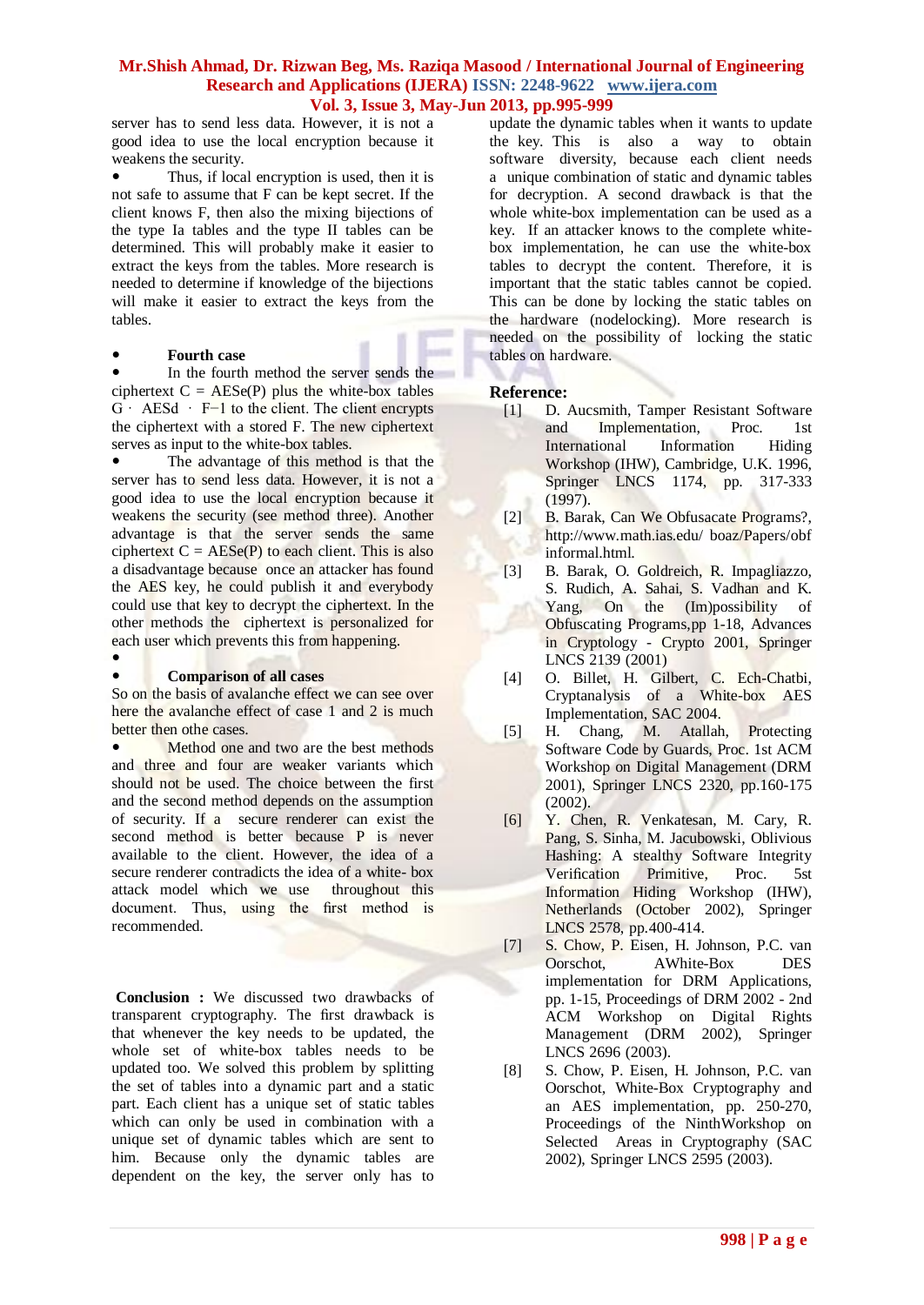server has to send less data. However, it is not a good idea to use the local encryption because it weakens the security.

- Thus, if local encryption is used, then it is not safe to assume that F can be kept secret. If the client knows F, then also the mixing bijections of the type Ia tables and the type II tables can be determined. This will probably make it easier to extract the keys from the tables. More research is needed to determine if knowledge of the bijections will make it easier to extract the keys from the tables.

- **Fourth case**
- In the fourth method the server sends the ciphertext C = AESe(P) plus the white-box tables G · AESd · F−1 to the client. The client encrypts the ciphertext with a stored F. The new ciphertext serves as input to the white-box tables.
- The advantage of this method is that the server has to send less data. However, it is not a good idea to use the local encryption because it weakens the security (see method three). Another advantage is that the server sends the same ciphertext C = AESe(P) to each client. This is also a disadvantage because once an attacker has found the AES key, he could publish it and everybody could use that key to decrypt the ciphertext. In the other methods the ciphertext is personalized for each user which prevents this from happening.

- **Comparison of all cases**

So on the basis of avalanche effect we can see over here the avalanche effect of case 1 and 2 is much better then othe cases.

- Method one and two are the best methods and three and four are weaker variants which should not be used. The choice between the first and the second method depends on the assumption of security. If a secure renderer can exist the second method is better because P is never available to the client. However, the idea of a secure renderer contradicts the idea of a white- box attack model which we use throughout this document. Thus, using the first method is recommended.

**Conclusion :** We discussed two drawbacks of transparent cryptography. The first drawback is that whenever the key needs to be updated, the whole set of white-box tables needs to be updated too. We solved this problem by splitting the set of tables into a dynamic part and a static part. Each client has a unique set of static tables which can only be used in combination with a unique set of dynamic tables which are sent to him. Because only the dynamic tables are dependent on the key, the server only has to update the dynamic tables when it wants to update the key. This is also a way to obtain software diversity, because each client needs a unique combination of static and dynamic tables for decryption. A second drawback is that the whole white-box implementation can be used as a key. If an attacker knows to the complete white-box implementation, he can use the white-box tables to decrypt the content. Therefore, it is important that the static tables cannot be copied. This can be done by locking the static tables on the hardware (nodelocking). More research is needed on the possibility of locking the static tables on hardware.

## Reference:

[1] D. Aucsmith, Tamper Resistant Software and Implementation, Proc. 1st International Information Hiding Workshop (IHW), Cambridge, U.K. 1996, Springer LNCS 1174, pp. 317-333 (1997).

[2] B. Barak, Can We Obfusacate Programs?, http://www.math.ias.edu/ boaz/Papers/obf informal.html.

[3] B. Barak, O. Goldreich, R. Impagliazzo, S. Rudich, A. Sahai, S. Vadhan and K. Yang, On the (Im)possibility of Obfuscating Programs,pp 1-18, Advances in Cryptology - Crypto 2001, Springer LNCS 2139 (2001)

[4] O. Billet, H. Gilbert, C. Ech-Chatbi, Cryptanalysis of a White-box AES Implementation, SAC 2004.

[5] H. Chang, M. Atallah, Protecting Software Code by Guards, Proc. 1st ACM Workshop on Digital Management (DRM 2001), Springer LNCS 2320, pp.160-175 (2002).

[6] Y. Chen, R. Venkatesan, M. Cary, R. Pang, S. Sinha, M. Jacubowski, Oblivious Hashing: A stealthy Software Integrity Verification Primitive, Proc. 5st Information Hiding Workshop (IHW), Netherlands (October 2002), Springer LNCS 2578, pp.400-414.

[7] S. Chow, P. Eisen, H. Johnson, P.C. van Oorschot, AWhite-Box DES implementation for DRM Applications, pp. 1-15, Proceedings of DRM 2002 - 2nd ACM Workshop on Digital Rights Management (DRM 2002), Springer LNCS 2696 (2003).

[8] S. Chow, P. Eisen, H. Johnson, P.C. van Oorschot, White-Box Cryptography and an AES implementation, pp. 250-270, Proceedings of the NinthWorkshop on Selected Areas in Cryptography (SAC 2002), Springer LNCS 2595 (2003).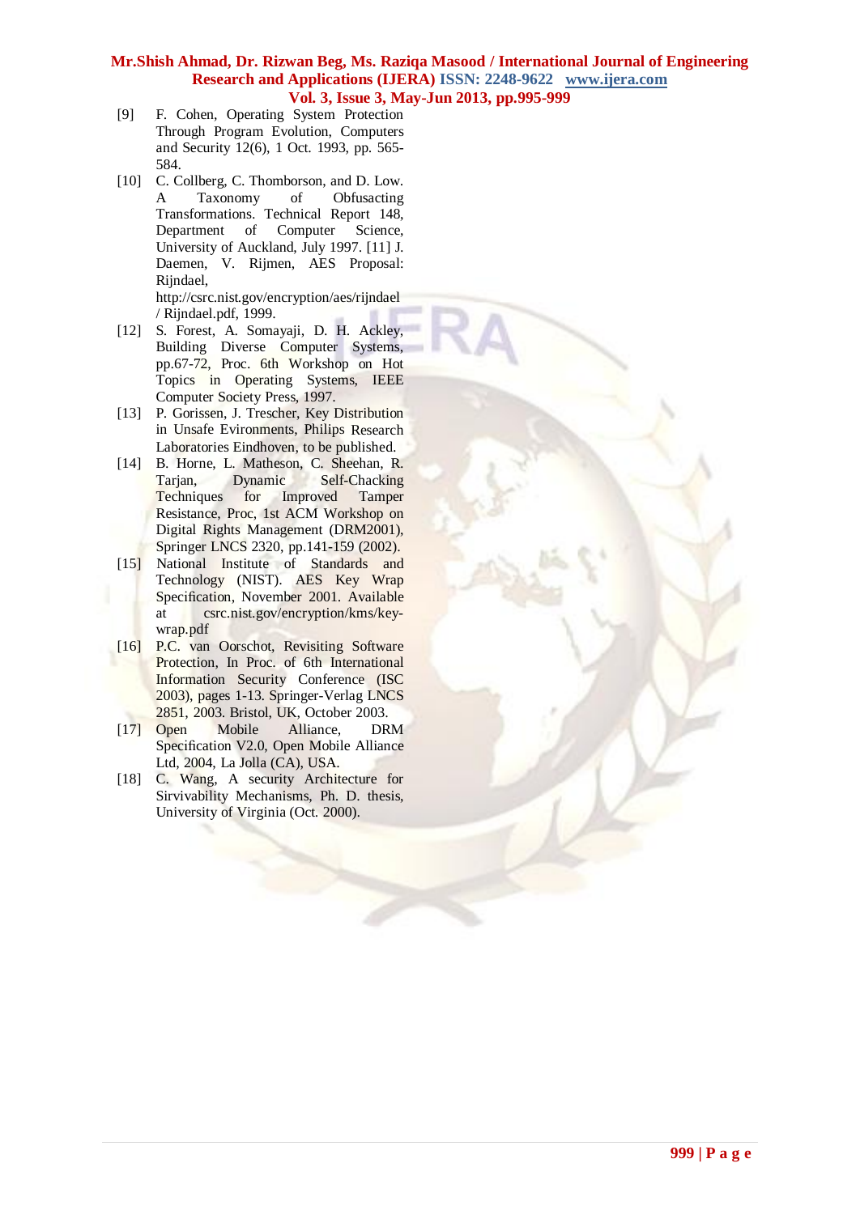[9] F. Cohen, Operating System Protection Through Program Evolution, Computers and Security 12(6), 1 Oct. 1993, pp. 565-584.

[10] C. Collberg, C. Thomborson, and D. Low. A Taxonomy of Obfuscating Transformations. Technical Report 148, Department of Computer Science, University of Auckland, July 1997. [11] J. Daemen, V. Rijmen, AES Proposal: Rijndael, http://csrc.nist.gov/encryption/aes/rijndael / Rijndael.pdf, 1999.

[12] S. Forest, A. Somayaji, D. H. Ackley, Building Diverse Computer Systems, pp.67-72, Proc. 6th Workshop on Hot Topics in Operating Systems, IEEE Computer Society Press, 1997.

[13] P. Gorissen, J. Trescher, Key Distribution in Unsafe Evironments, Philips Research Laboratories Eindhoven, to be published.

[14] B. Horne, L. Matheson, C. Sheehan, R. Tarjan, Dynamic Self-Chacking Techniques for Improved Tamper Resistance, Proc, 1st ACM Workshop on Digital Rights Management (DRM2001), Springer LNCS 2320, pp.141-159 (2002).

[15] National Institute of Standards and Technology (NIST). AES Key Wrap Specification, November 2001. Available at csrc.nist.gov/encryption/kms/key-wrap.pdf

[16] P.C. van Oorschot, Revisiting Software Protection, In Proc. of 6th International Information Security Conference (ISC 2003), pages 1-13. Springer-Verlag LNCS 2851, 2003. Bristol, UK, October 2003.

[17] Open Mobile Alliance, DRM Specification V2.0, Open Mobile Alliance Ltd, 2004, La Jolla (CA), USA.

[18] C. Wang, A security Architecture for Sirvivability Mechanisms, Ph. D. thesis, University of Virginia (Oct. 2000).